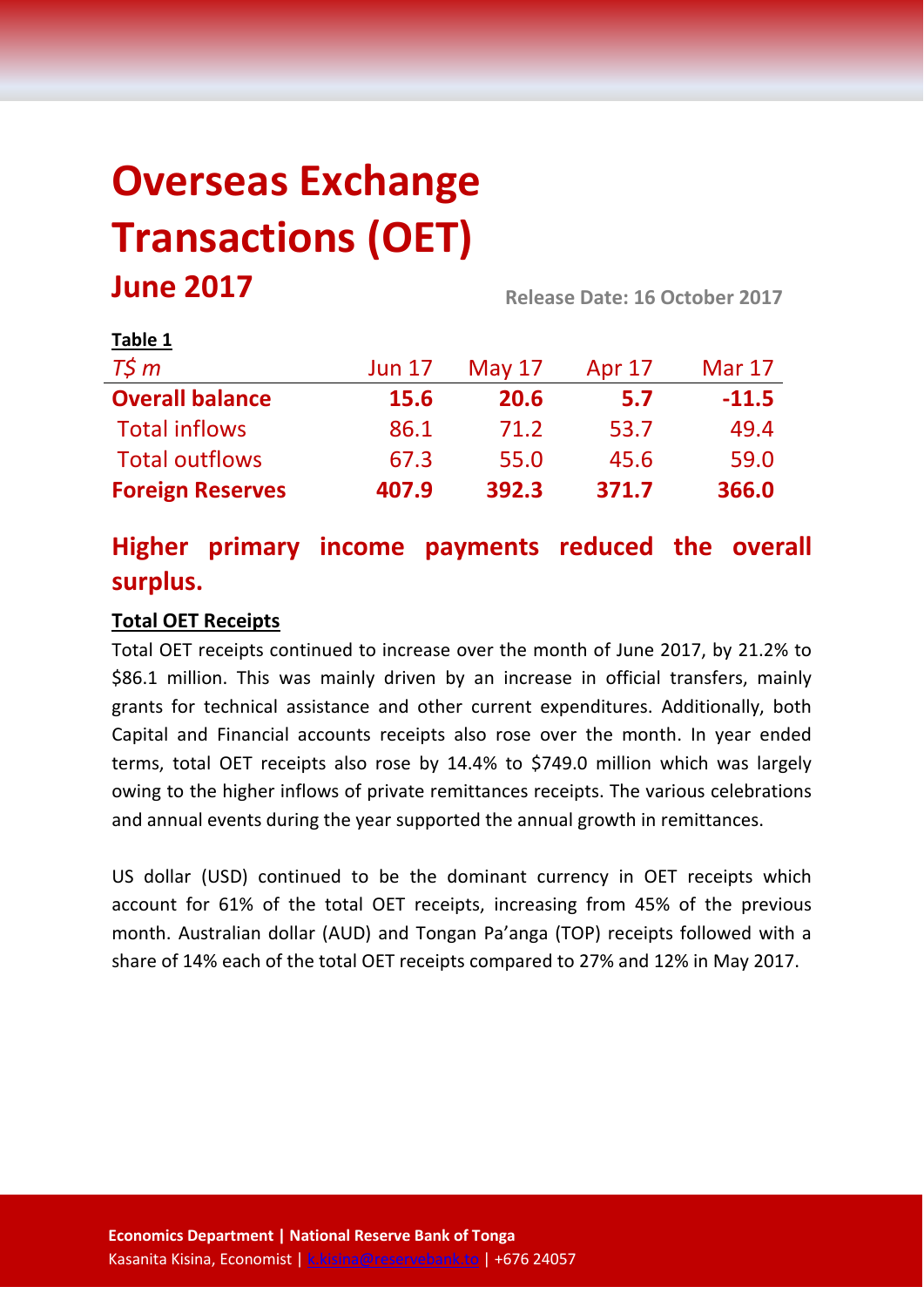# Overseas Exchange Transactions (OET)

## June 2017

Release Date: 16 October 2017

**Table 1**

| *T$ m* | Jun 17 | May 17 | Apr 17 | Mar 17 |
|---|---|---|---|---|
| **Overall balance** | **15.6** | **20.6** | **5.7** | **-11.5** |
| Total inflows | 86.1 | 71.2 | 53.7 | 49.4 |
| Total outflows | 67.3 | 55.0 | 45.6 | 59.0 |
| **Foreign Reserves** | **407.9** | **392.3** | **371.7** | **366.0** |

## Higher primary income payments reduced the overall surplus.

**Total OET Receipts**

Total OET receipts continued to increase over the month of June 2017, by 21.2% to $86.1 million. This was mainly driven by an increase in official transfers, mainly grants for technical assistance and other current expenditures. Additionally, both Capital and Financial accounts receipts also rose over the month. In year ended terms, total OET receipts also rose by 14.4% to $749.0 million which was largely owing to the higher inflows of private remittances receipts. The various celebrations and annual events during the year supported the annual growth in remittances.

US dollar (USD) continued to be the dominant currency in OET receipts which account for 61% of the total OET receipts, increasing from 45% of the previous month. Australian dollar (AUD) and Tongan Pa'anga (TOP) receipts followed with a share of 14% each of the total OET receipts compared to 27% and 12% in May 2017.

**Economics Department | National Reserve Bank of Tonga**
Kasanita Kisina, Economist | k.kisina@reservebank.to | +676 24057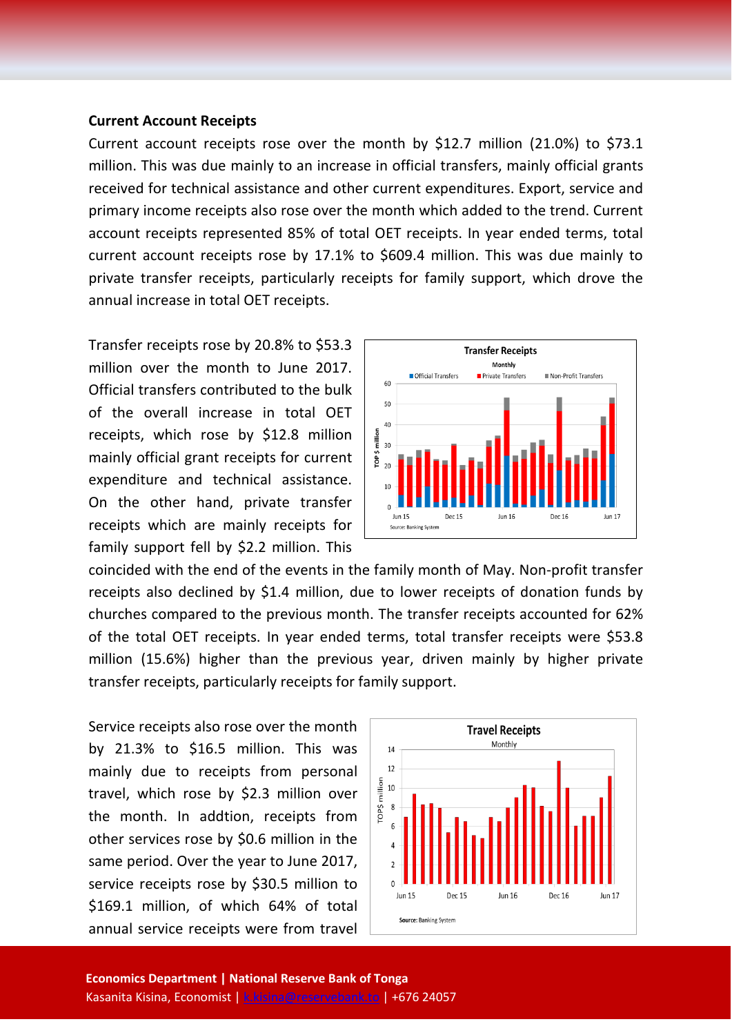**Current Account Receipts**

Current account receipts rose over the month by $12.7 million (21.0%) to $73.1 million. This was due mainly to an increase in official transfers, mainly official grants received for technical assistance and other current expenditures. Export, service and primary income receipts also rose over the month which added to the trend. Current account receipts represented 85% of total OET receipts. In year ended terms, total current account receipts rose by 17.1% to $609.4 million. This was due mainly to private transfer receipts, particularly receipts for family support, which drove the annual increase in total OET receipts.

Transfer receipts rose by 20.8% to $53.3 million over the month to June 2017. Official transfers contributed to the bulk of the overall increase in total OET receipts, which rose by $12.8 million mainly official grant receipts for current expenditure and technical assistance. On the other hand, private transfer receipts which are mainly receipts for family support fell by $2.2 million. This coincided with the end of the events in the family month of May. Non-profit transfer receipts also declined by $1.4 million, due to lower receipts of donation funds by churches compared to the previous month. The transfer receipts accounted for 62% of the total OET receipts. In year ended terms, total transfer receipts were $53.8 million (15.6%) higher than the previous year, driven mainly by higher private transfer receipts, particularly receipts for family support.

Service receipts also rose over the month by 21.3% to $16.5 million. This was mainly due to receipts from personal travel, which rose by $2.3 million over the month. In addtion, receipts from other services rose by $0.6 million in the same period. Over the year to June 2017, service receipts rose by $30.5 million to $169.1 million, of which 64% of total annual service receipts were from travel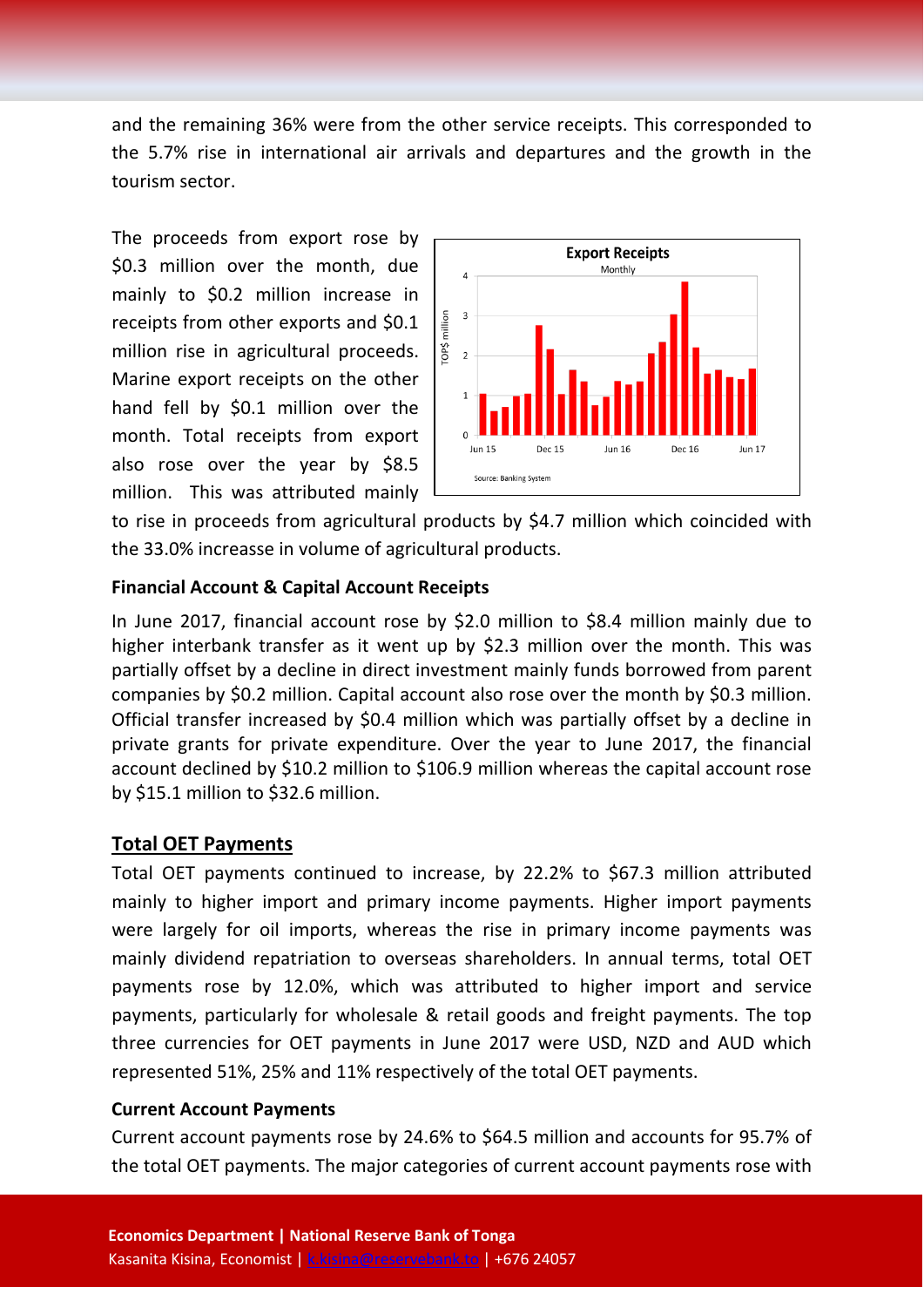and the remaining 36% were from the other service receipts. This corresponded to the 5.7% rise in international air arrivals and departures and the growth in the tourism sector.

The proceeds from export rose by $0.3 million over the month, due mainly to $0.2 million increase in receipts from other exports and $0.1 million rise in agricultural proceeds. Marine export receipts on the other hand fell by $0.1 million over the month. Total receipts from export also rose over the year by $8.5 million. This was attributed mainly to rise in proceeds from agricultural products by $4.7 million which coincided with the 33.0% increasse in volume of agricultural products.

**Financial Account & Capital Account Receipts**

In June 2017, financial account rose by $2.0 million to $8.4 million mainly due to higher interbank transfer as it went up by $2.3 million over the month. This was partially offset by a decline in direct investment mainly funds borrowed from parent companies by $0.2 million. Capital account also rose over the month by $0.3 million. Official transfer increased by $0.4 million which was partially offset by a decline in private grants for private expenditure. Over the year to June 2017, the financial account declined by $10.2 million to $106.9 million whereas the capital account rose by $15.1 million to $32.6 million.

## Total OET Payments

Total OET payments continued to increase, by 22.2% to $67.3 million attributed mainly to higher import and primary income payments. Higher import payments were largely for oil imports, whereas the rise in primary income payments was mainly dividend repatriation to overseas shareholders. In annual terms, total OET payments rose by 12.0%, which was attributed to higher import and service payments, particularly for wholesale & retail goods and freight payments. The top three currencies for OET payments in June 2017 were USD, NZD and AUD which represented 51%, 25% and 11% respectively of the total OET payments.

**Current Account Payments**

Current account payments rose by 24.6% to $64.5 million and accounts for 95.7% of the total OET payments. The major categories of current account payments rose with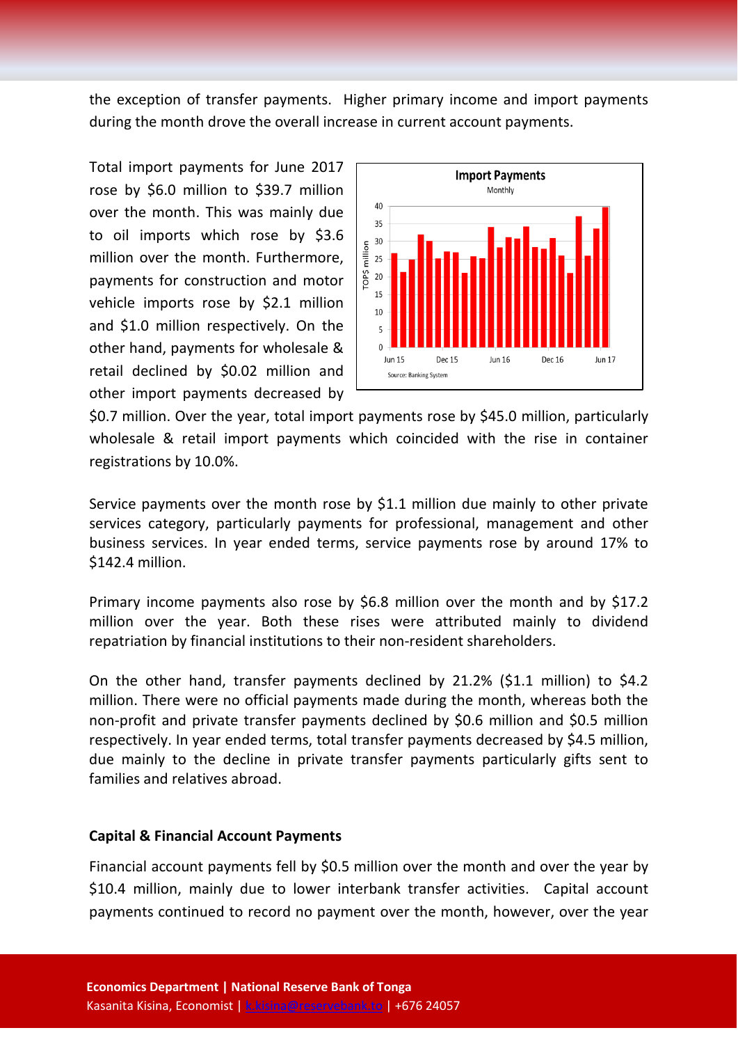the exception of transfer payments. Higher primary income and import payments during the month drove the overall increase in current account payments.

Total import payments for June 2017 rose by $6.0 million to $39.7 million over the month. This was mainly due to oil imports which rose by $3.6 million over the month. Furthermore, payments for construction and motor vehicle imports rose by $2.1 million and $1.0 million respectively. On the other hand, payments for wholesale & retail declined by $0.02 million and other import payments decreased by $0.7 million. Over the year, total import payments rose by $45.0 million, particularly wholesale & retail import payments which coincided with the rise in container registrations by 10.0%.

Service payments over the month rose by $1.1 million due mainly to other private services category, particularly payments for professional, management and other business services. In year ended terms, service payments rose by around 17% to $142.4 million.

Primary income payments also rose by $6.8 million over the month and by $17.2 million over the year. Both these rises were attributed mainly to dividend repatriation by financial institutions to their non-resident shareholders.

On the other hand, transfer payments declined by 21.2% ($1.1 million) to $4.2 million. There were no official payments made during the month, whereas both the non-profit and private transfer payments declined by $0.6 million and $0.5 million respectively. In year ended terms, total transfer payments decreased by $4.5 million, due mainly to the decline in private transfer payments particularly gifts sent to families and relatives abroad.

**Capital & Financial Account Payments**

Financial account payments fell by $0.5 million over the month and over the year by $10.4 million, mainly due to lower interbank transfer activities. Capital account payments continued to record no payment over the month, however, over the year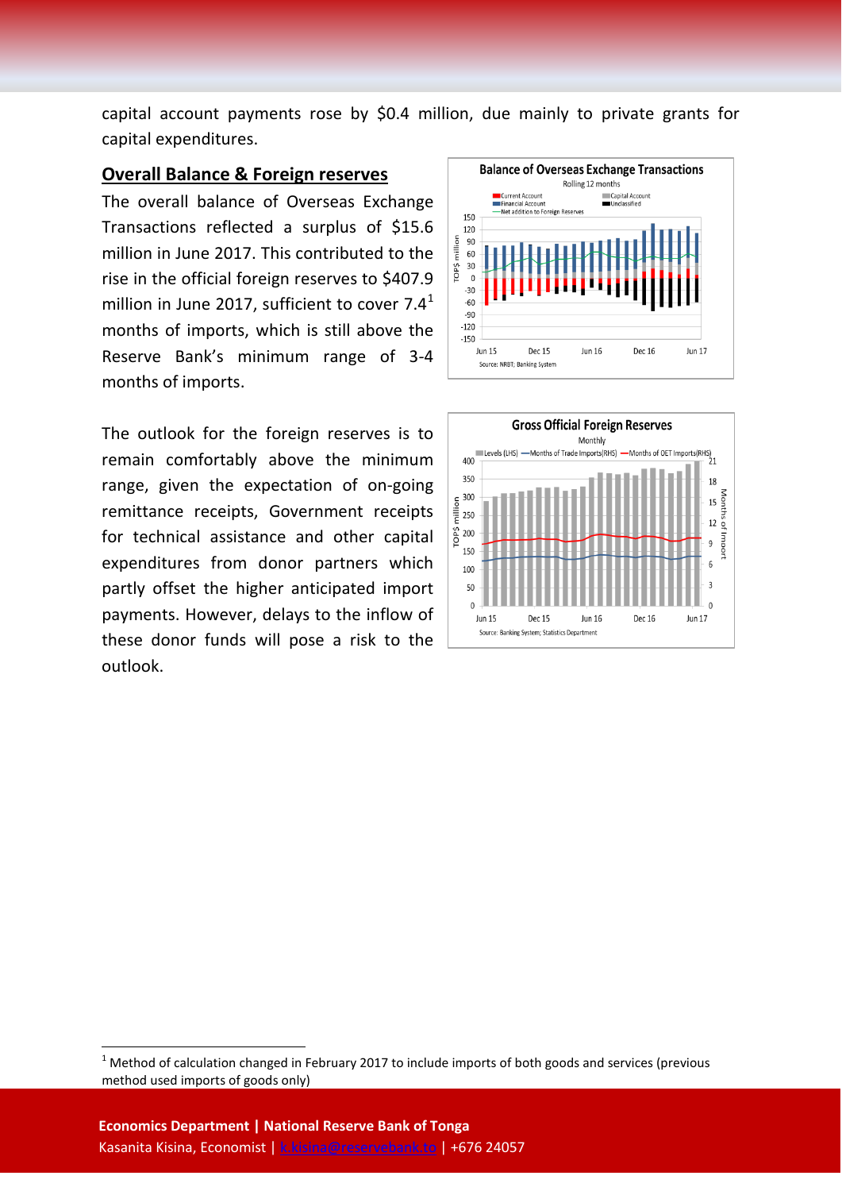capital account payments rose by $0.4 million, due mainly to private grants for capital expenditures.

## Overall Balance & Foreign reserves

The overall balance of Overseas Exchange Transactions reflected a surplus of $15.6 million in June 2017. This contributed to the rise in the official foreign reserves to $407.9 million in June 2017, sufficient to cover 7.4[1] months of imports, which is still above the Reserve Bank's minimum range of 3-4 months of imports.

The outlook for the foreign reserves is to remain comfortably above the minimum range, given the expectation of on-going remittance receipts, Government receipts for technical assistance and other capital expenditures from donor partners which partly offset the higher anticipated import payments. However, delays to the inflow of these donor funds will pose a risk to the outlook.

**Balance of Overseas Exchange Transactions**
Rolling 12 months

Source: NRBT; Banking System

**Gross Official Foreign Reserves**
Monthly

Source: Banking System; Statistics Department

[1] Method of calculation changed in February 2017 to include imports of both goods and services (previous method used imports of goods only)

**Economics Department | National Reserve Bank of Tonga**
Kasanita Kisina, Economist | k.kisina@reservebank.to | +676 24057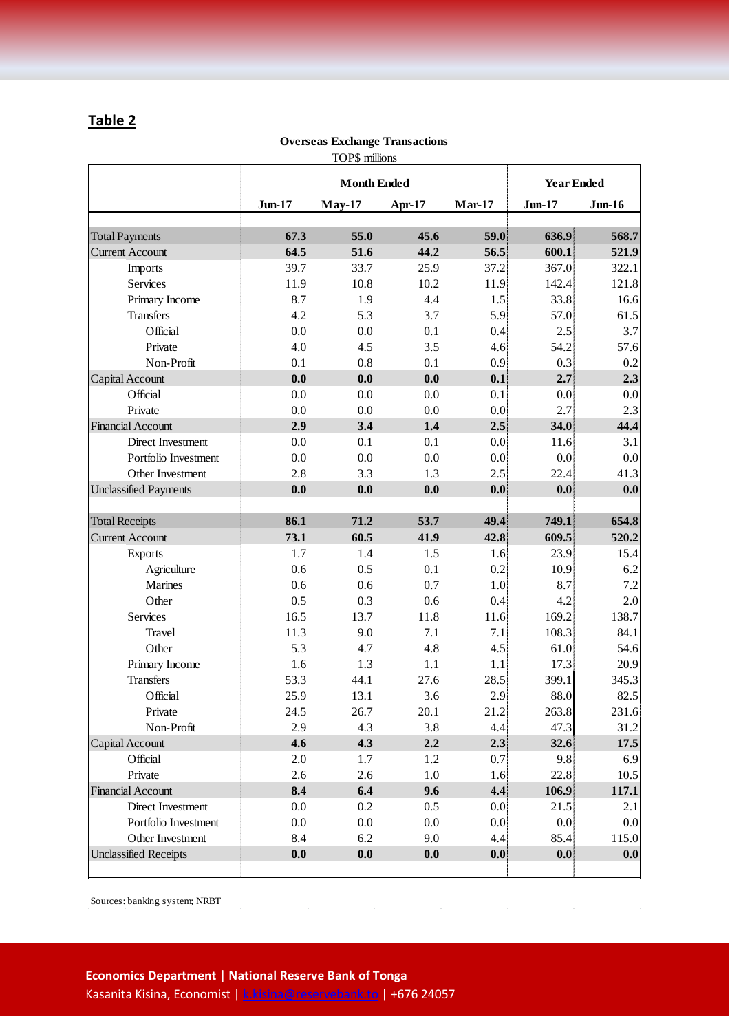## Table 2

**Overseas Exchange Transactions**

TOP$ millions

| | Month Ended | | | | Year Ended | |
|---|---|---|---|---|---|---|
| | **Jun-17** | **May-17** | **Apr-17** | **Mar-17** | **Jun-17** | **Jun-16** |
| Total Payments | **67.3** | **55.0** | **45.6** | **59.0** | **636.9** | **568.7** |
| Current Account | **64.5** | **51.6** | **44.2** | **56.5** | **600.1** | **521.9** |
| Imports | 39.7 | 33.7 | 25.9 | 37.2 | 367.0 | 322.1 |
| Services | 11.9 | 10.8 | 10.2 | 11.9 | 142.4 | 121.8 |
| Primary Income | 8.7 | 1.9 | 4.4 | 1.5 | 33.8 | 16.6 |
| Transfers | 4.2 | 5.3 | 3.7 | 5.9 | 57.0 | 61.5 |
| Official | 0.0 | 0.0 | 0.1 | 0.4 | 2.5 | 3.7 |
| Private | 4.0 | 4.5 | 3.5 | 4.6 | 54.2 | 57.6 |
| Non-Profit | 0.1 | 0.8 | 0.1 | 0.9 | 0.3 | 0.2 |
| Capital Account | **0.0** | **0.0** | **0.0** | **0.1** | **2.7** | **2.3** |
| Official | 0.0 | 0.0 | 0.0 | 0.1 | 0.0 | 0.0 |
| Private | 0.0 | 0.0 | 0.0 | 0.0 | 2.7 | 2.3 |
| Financial Account | **2.9** | **3.4** | **1.4** | **2.5** | **34.0** | **44.4** |
| Direct Investment | 0.0 | 0.1 | 0.1 | 0.0 | 11.6 | 3.1 |
| Portfolio Investment | 0.0 | 0.0 | 0.0 | 0.0 | 0.0 | 0.0 |
| Other Investment | 2.8 | 3.3 | 1.3 | 2.5 | 22.4 | 41.3 |
| Unclassified Payments | **0.0** | **0.0** | **0.0** | **0.0** | **0.0** | **0.0** |
| | | | | | | |
| Total Receipts | **86.1** | **71.2** | **53.7** | **49.4** | **749.1** | **654.8** |
| Current Account | **73.1** | **60.5** | **41.9** | **42.8** | **609.5** | **520.2** |
| Exports | 1.7 | 1.4 | 1.5 | 1.6 | 23.9 | 15.4 |
| Agriculture | 0.6 | 0.5 | 0.1 | 0.2 | 10.9 | 6.2 |
| Marines | 0.6 | 0.6 | 0.7 | 1.0 | 8.7 | 7.2 |
| Other | 0.5 | 0.3 | 0.6 | 0.4 | 4.2 | 2.0 |
| Services | 16.5 | 13.7 | 11.8 | 11.6 | 169.2 | 138.7 |
| Travel | 11.3 | 9.0 | 7.1 | 7.1 | 108.3 | 84.1 |
| Other | 5.3 | 4.7 | 4.8 | 4.5 | 61.0 | 54.6 |
| Primary Income | 1.6 | 1.3 | 1.1 | 1.1 | 17.3 | 20.9 |
| Transfers | 53.3 | 44.1 | 27.6 | 28.5 | 399.1 | 345.3 |
| Official | 25.9 | 13.1 | 3.6 | 2.9 | 88.0 | 82.5 |
| Private | 24.5 | 26.7 | 20.1 | 21.2 | 263.8 | 231.6 |
| Non-Profit | 2.9 | 4.3 | 3.8 | 4.4 | 47.3 | 31.2 |
| Capital Account | **4.6** | **4.3** | **2.2** | **2.3** | **32.6** | **17.5** |
| Official | 2.0 | 1.7 | 1.2 | 0.7 | 9.8 | 6.9 |
| Private | 2.6 | 2.6 | 1.0 | 1.6 | 22.8 | 10.5 |
| Financial Account | **8.4** | **6.4** | **9.6** | **4.4** | **106.9** | **117.1** |
| Direct Investment | 0.0 | 0.2 | 0.5 | 0.0 | 21.5 | 2.1 |
| Portfolio Investment | 0.0 | 0.0 | 0.0 | 0.0 | 0.0 | 0.0 |
| Other Investment | 8.4 | 6.2 | 9.0 | 4.4 | 85.4 | 115.0 |
| Unclassified Receipts | **0.0** | **0.0** | **0.0** | **0.0** | **0.0** | **0.0** |

Sources: banking system; NRBT

**Economics Department | National Reserve Bank of Tonga**

Kasanita Kisina, Economist | k.kisina@reservebank.to | +676 24057